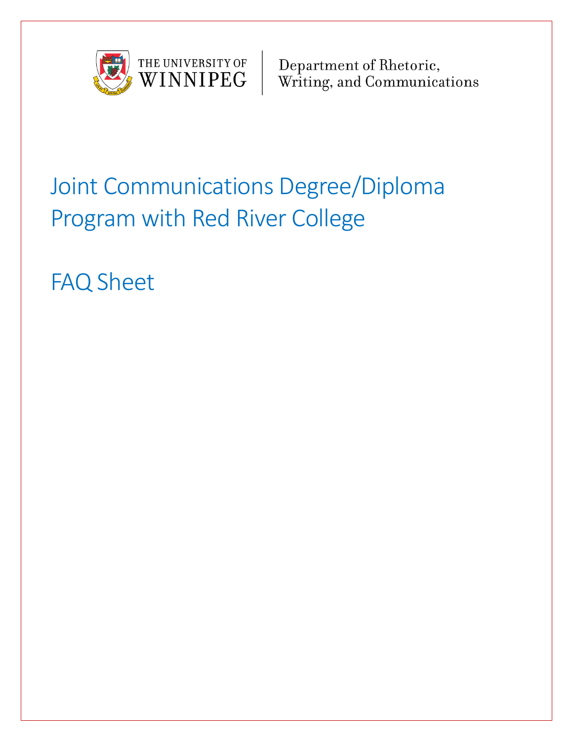THE UNIVERSITY OF WINNIPEG | Department of Rhetoric, Writing, and Communications

# Joint Communications Degree/Diploma Program with Red River College

## FAQ Sheet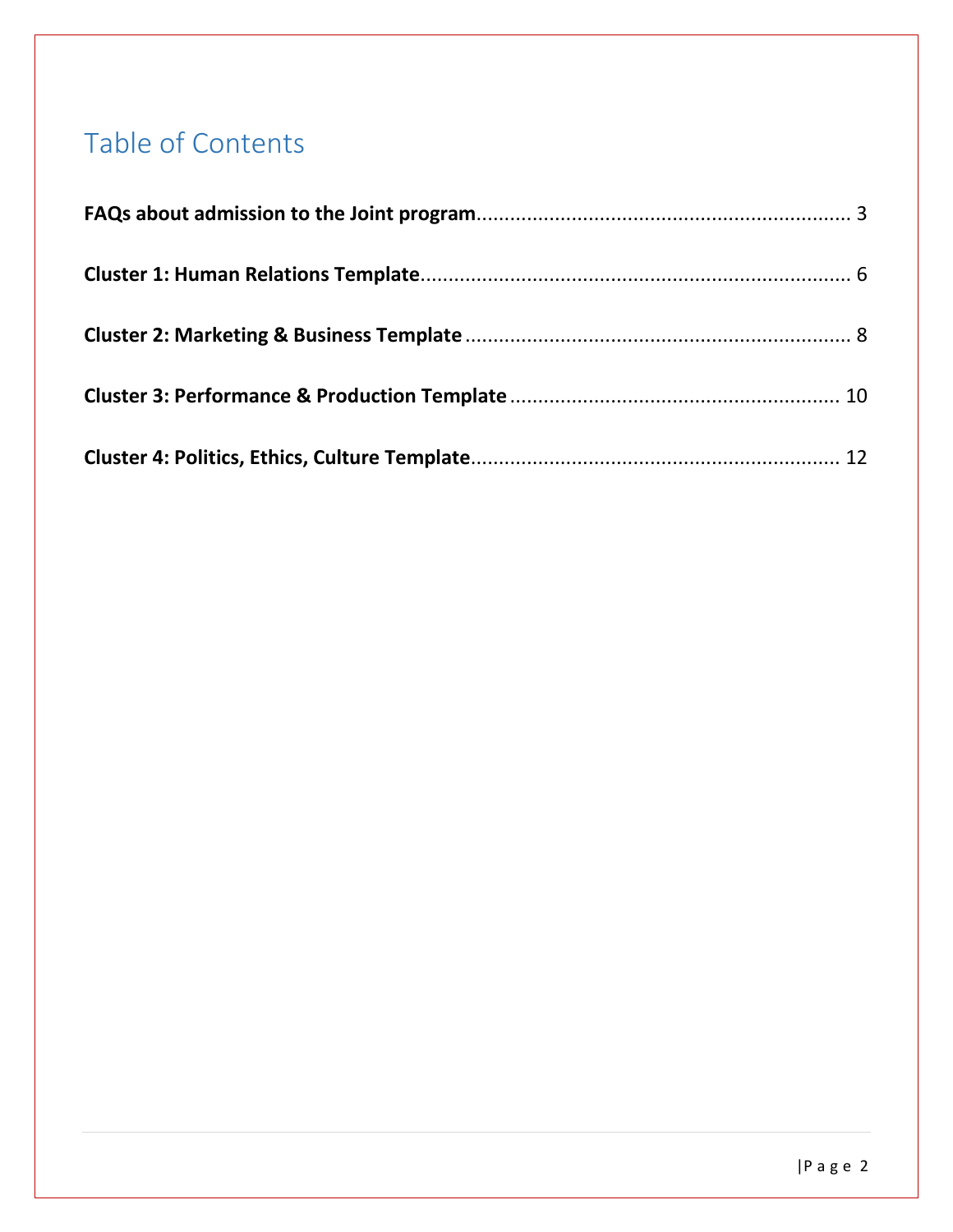# Table of Contents

**FAQs about admission to the Joint program** .................................................................... 3

**Cluster 1: Human Relations Template** .................................................................... 6

**Cluster 2: Marketing & Business Template** .................................................................... 8

**Cluster 3: Performance & Production Template** .................................................................... 10

**Cluster 4: Politics, Ethics, Culture Template** .................................................................... 12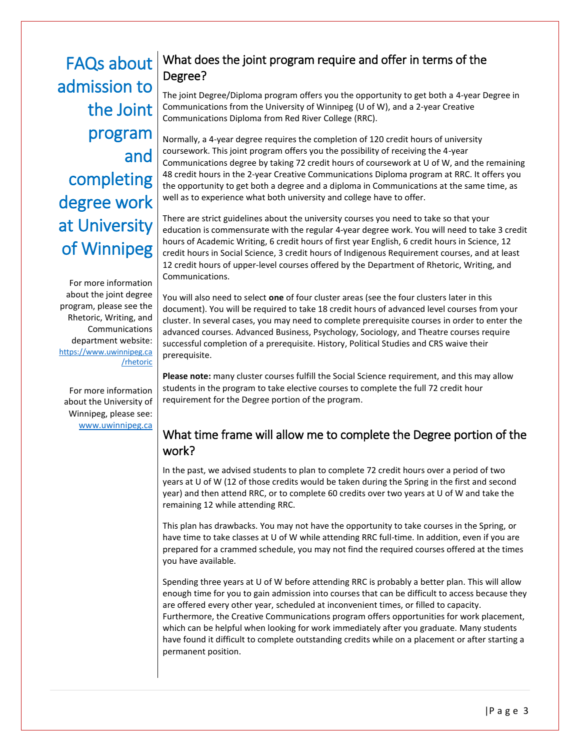# FAQs about admission to the Joint program and completing degree work at University of Winnipeg

For more information about the joint degree program, please see the Rhetoric, Writing, and Communications department website: https://www.uwinnipeg.ca/rhetoric

For more information about the University of Winnipeg, please see: www.uwinnipeg.ca

## What does the joint program require and offer in terms of the Degree?

The joint Degree/Diploma program offers you the opportunity to get both a 4-year Degree in Communications from the University of Winnipeg (U of W), and a 2-year Creative Communications Diploma from Red River College (RRC).

Normally, a 4-year degree requires the completion of 120 credit hours of university coursework. This joint program offers you the possibility of receiving the 4-year Communications degree by taking 72 credit hours of coursework at U of W, and the remaining 48 credit hours in the 2-year Creative Communications Diploma program at RRC. It offers you the opportunity to get both a degree and a diploma in Communications at the same time, as well as to experience what both university and college have to offer.

There are strict guidelines about the university courses you need to take so that your education is commensurate with the regular 4-year degree work. You will need to take 3 credit hours of Academic Writing, 6 credit hours of first year English, 6 credit hours in Science, 12 credit hours in Social Science, 3 credit hours of Indigenous Requirement courses, and at least 12 credit hours of upper-level courses offered by the Department of Rhetoric, Writing, and Communications.

You will also need to select **one** of four cluster areas (see the four clusters later in this document). You will be required to take 18 credit hours of advanced level courses from your cluster. In several cases, you may need to complete prerequisite courses in order to enter the advanced courses. Advanced Business, Psychology, Sociology, and Theatre courses require successful completion of a prerequisite. History, Political Studies and CRS waive their prerequisite.

**Please note:** many cluster courses fulfill the Social Science requirement, and this may allow students in the program to take elective courses to complete the full 72 credit hour requirement for the Degree portion of the program.

## What time frame will allow me to complete the Degree portion of the work?

In the past, we advised students to plan to complete 72 credit hours over a period of two years at U of W (12 of those credits would be taken during the Spring in the first and second year) and then attend RRC, or to complete 60 credits over two years at U of W and take the remaining 12 while attending RRC.

This plan has drawbacks. You may not have the opportunity to take courses in the Spring, or have time to take classes at U of W while attending RRC full-time. In addition, even if you are prepared for a crammed schedule, you may not find the required courses offered at the times you have available.

Spending three years at U of W before attending RRC is probably a better plan. This will allow enough time for you to gain admission into courses that can be difficult to access because they are offered every other year, scheduled at inconvenient times, or filled to capacity. Furthermore, the Creative Communications program offers opportunities for work placement, which can be helpful when looking for work immediately after you graduate. Many students have found it difficult to complete outstanding credits while on a placement or after starting a permanent position.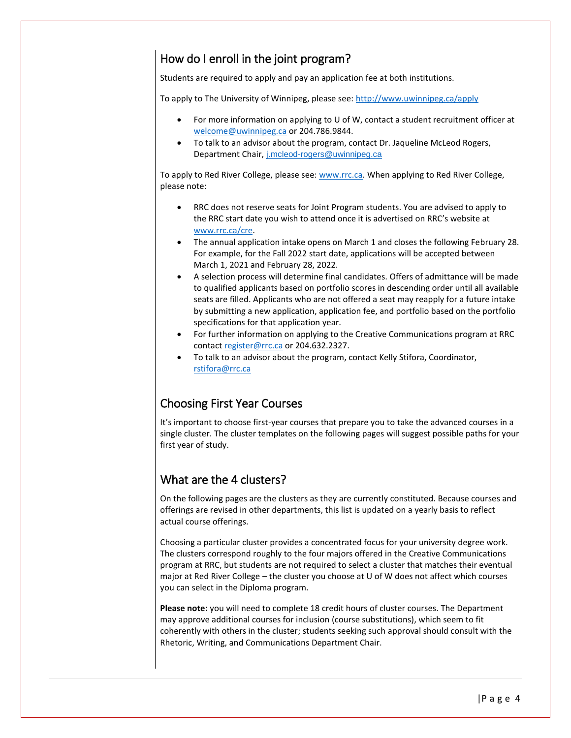## How do I enroll in the joint program?

Students are required to apply and pay an application fee at both institutions.

To apply to The University of Winnipeg, please see: http://www.uwinnipeg.ca/apply

- For more information on applying to U of W, contact a student recruitment officer at welcome@uwinnipeg.ca or 204.786.9844.
- To talk to an advisor about the program, contact Dr. Jaqueline McLeod Rogers, Department Chair, j.mcleod-rogers@uwinnipeg.ca

To apply to Red River College, please see: www.rrc.ca. When applying to Red River College, please note:

- RRC does not reserve seats for Joint Program students. You are advised to apply to the RRC start date you wish to attend once it is advertised on RRC's website at www.rrc.ca/cre.
- The annual application intake opens on March 1 and closes the following February 28. For example, for the Fall 2022 start date, applications will be accepted between March 1, 2021 and February 28, 2022.
- A selection process will determine final candidates. Offers of admittance will be made to qualified applicants based on portfolio scores in descending order until all available seats are filled. Applicants who are not offered a seat may reapply for a future intake by submitting a new application, application fee, and portfolio based on the portfolio specifications for that application year.
- For further information on applying to the Creative Communications program at RRC contact register@rrc.ca or 204.632.2327.
- To talk to an advisor about the program, contact Kelly Stifora, Coordinator, rstifora@rrc.ca

## Choosing First Year Courses

It's important to choose first-year courses that prepare you to take the advanced courses in a single cluster. The cluster templates on the following pages will suggest possible paths for your first year of study.

## What are the 4 clusters?

On the following pages are the clusters as they are currently constituted. Because courses and offerings are revised in other departments, this list is updated on a yearly basis to reflect actual course offerings.

Choosing a particular cluster provides a concentrated focus for your university degree work. The clusters correspond roughly to the four majors offered in the Creative Communications program at RRC, but students are not required to select a cluster that matches their eventual major at Red River College – the cluster you choose at U of W does not affect which courses you can select in the Diploma program.

**Please note:** you will need to complete 18 credit hours of cluster courses. The Department may approve additional courses for inclusion (course substitutions), which seem to fit coherently with others in the cluster; students seeking such approval should consult with the Rhetoric, Writing, and Communications Department Chair.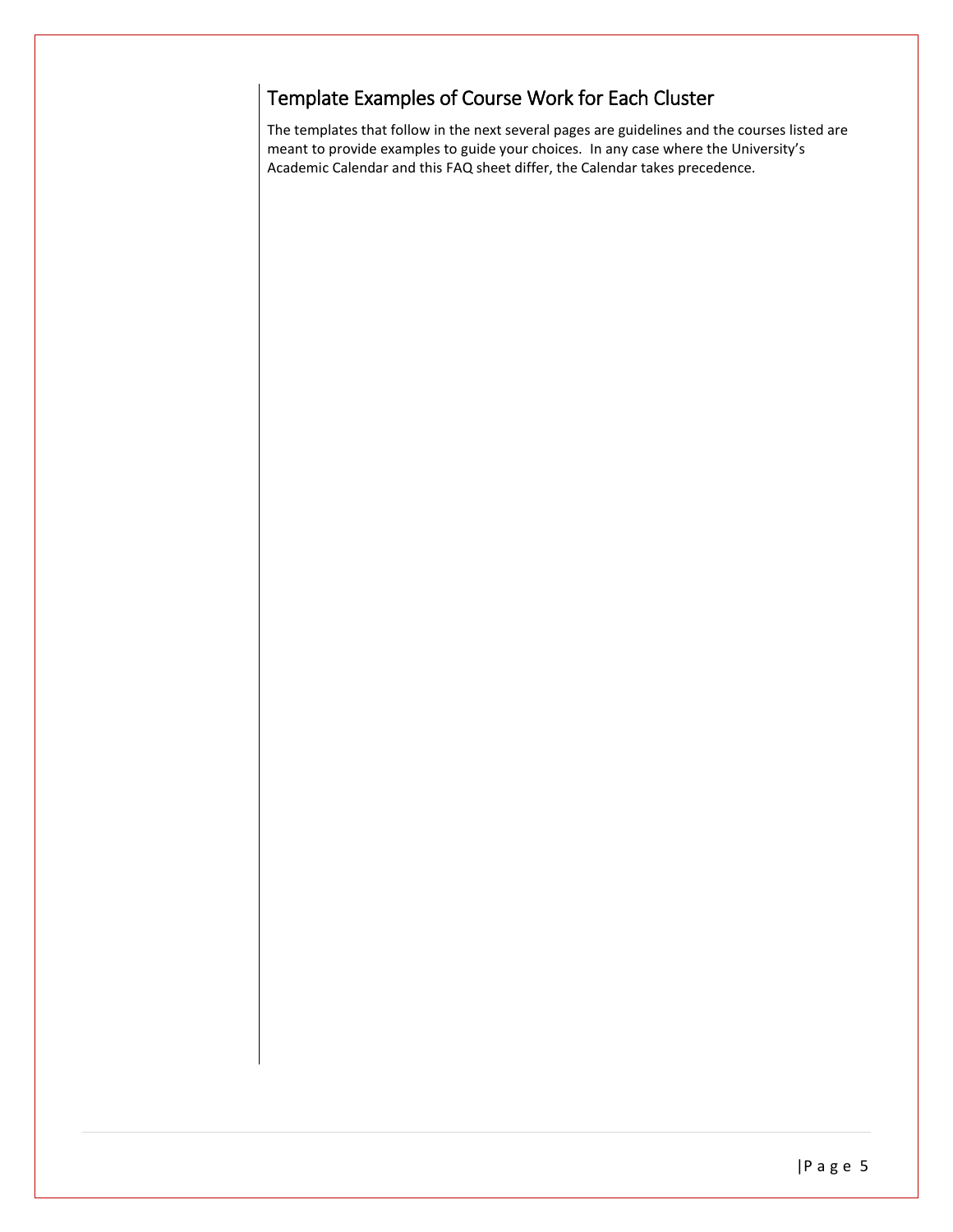## Template Examples of Course Work for Each Cluster

The templates that follow in the next several pages are guidelines and the courses listed are meant to provide examples to guide your choices. In any case where the University's Academic Calendar and this FAQ sheet differ, the Calendar takes precedence.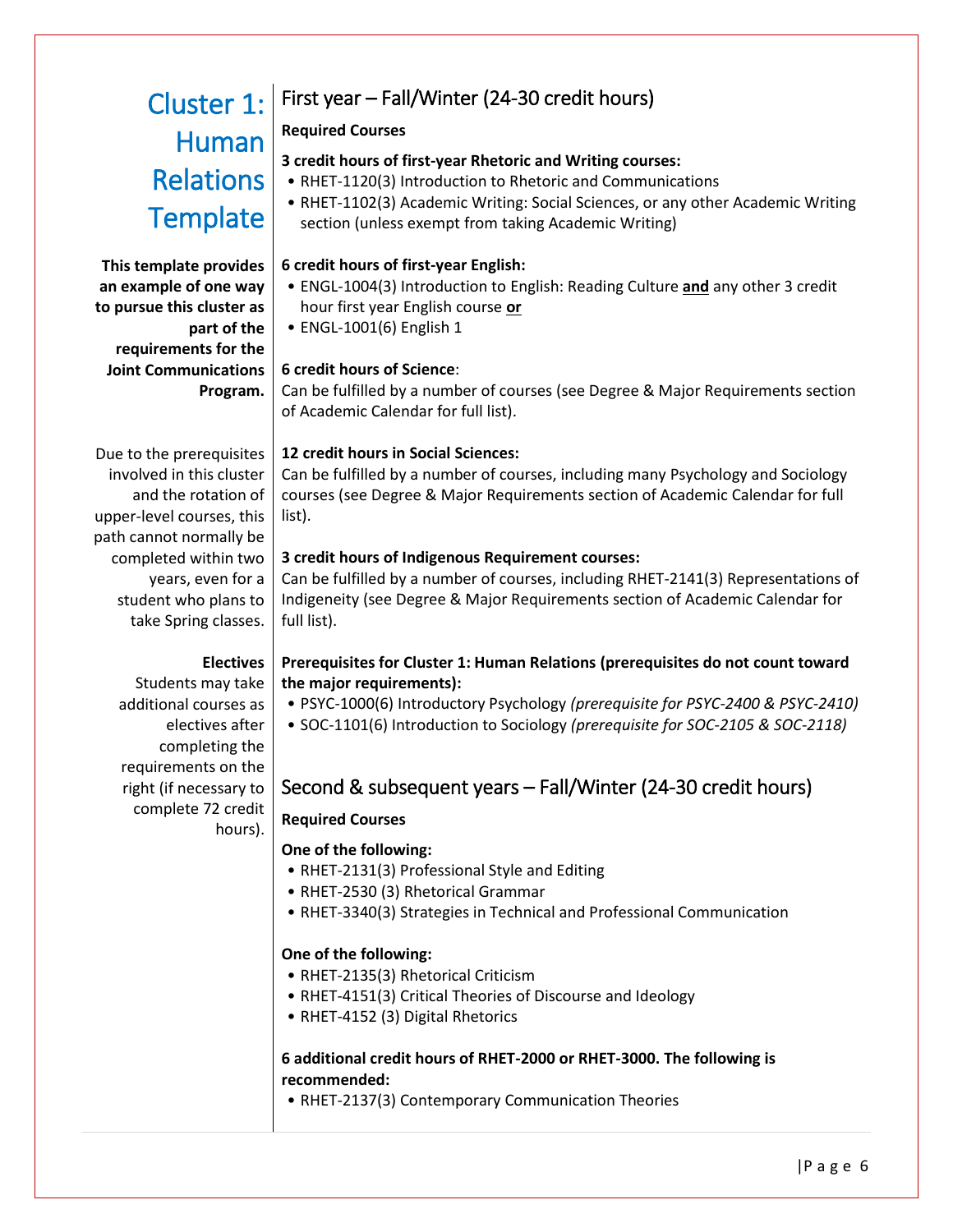# Cluster 1: Human Relations Template

**This template provides an example of one way to pursue this cluster as part of the requirements for the Joint Communications Program.**

Due to the prerequisites involved in this cluster and the rotation of upper-level courses, this path cannot normally be completed within two years, even for a student who plans to take Spring classes.

**Electives**

Students may take additional courses as electives after completing the requirements on the right (if necessary to complete 72 credit hours).

## First year – Fall/Winter (24-30 credit hours)

**Required Courses**

**3 credit hours of first-year Rhetoric and Writing courses:**
- RHET-1120(3) Introduction to Rhetoric and Communications
- RHET-1102(3) Academic Writing: Social Sciences, or any other Academic Writing section (unless exempt from taking Academic Writing)

**6 credit hours of first-year English:**
- ENGL-1004(3) Introduction to English: Reading Culture **and** any other 3 credit hour first year English course **or**
- ENGL-1001(6) English 1

**6 credit hours of Science**:
Can be fulfilled by a number of courses (see Degree & Major Requirements section of Academic Calendar for full list).

**12 credit hours in Social Sciences:**
Can be fulfilled by a number of courses, including many Psychology and Sociology courses (see Degree & Major Requirements section of Academic Calendar for full list).

**3 credit hours of Indigenous Requirement courses:**
Can be fulfilled by a number of courses, including RHET-2141(3) Representations of Indigeneity (see Degree & Major Requirements section of Academic Calendar for full list).

**Prerequisites for Cluster 1: Human Relations (prerequisites do not count toward the major requirements):**
- PSYC-1000(6) Introductory Psychology *(prerequisite for PSYC-2400 & PSYC-2410)*
- SOC-1101(6) Introduction to Sociology *(prerequisite for SOC-2105 & SOC-2118)*

## Second & subsequent years – Fall/Winter (24-30 credit hours)

**Required Courses**

**One of the following:**
- RHET-2131(3) Professional Style and Editing
- RHET-2530 (3) Rhetorical Grammar
- RHET-3340(3) Strategies in Technical and Professional Communication

**One of the following:**
- RHET-2135(3) Rhetorical Criticism
- RHET-4151(3) Critical Theories of Discourse and Ideology
- RHET-4152 (3) Digital Rhetorics

**6 additional credit hours of RHET-2000 or RHET-3000. The following is recommended:**
- RHET-2137(3) Contemporary Communication Theories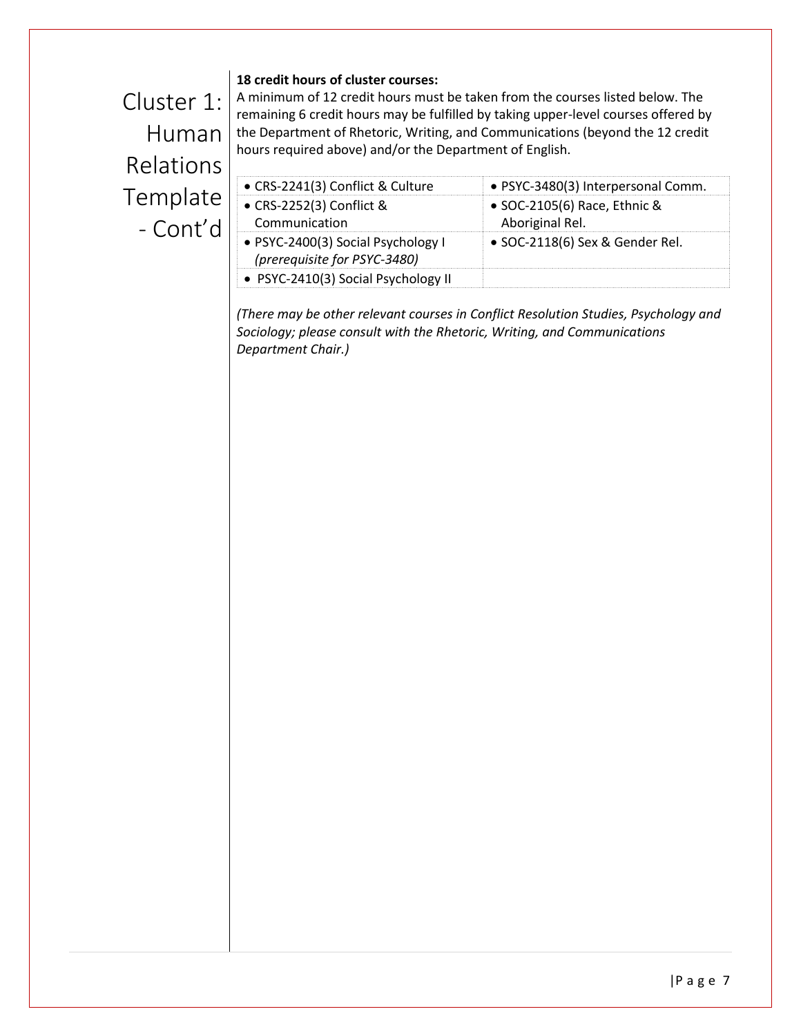# Cluster 1: Human Relations Template - Cont'd

**18 credit hours of cluster courses:**
A minimum of 12 credit hours must be taken from the courses listed below. The remaining 6 credit hours may be fulfilled by taking upper-level courses offered by the Department of Rhetoric, Writing, and Communications (beyond the 12 credit hours required above) and/or the Department of English.

| | |
|---|---|
| • CRS-2241(3) Conflict & Culture | • PSYC-3480(3) Interpersonal Comm. |
| • CRS-2252(3) Conflict & Communication | • SOC-2105(6) Race, Ethnic & Aboriginal Rel. |
| • PSYC-2400(3) Social Psychology I *(prerequisite for PSYC-3480)* | • SOC-2118(6) Sex & Gender Rel. |
| • PSYC-2410(3) Social Psychology II | |

*(There may be other relevant courses in Conflict Resolution Studies, Psychology and Sociology; please consult with the Rhetoric, Writing, and Communications Department Chair.)*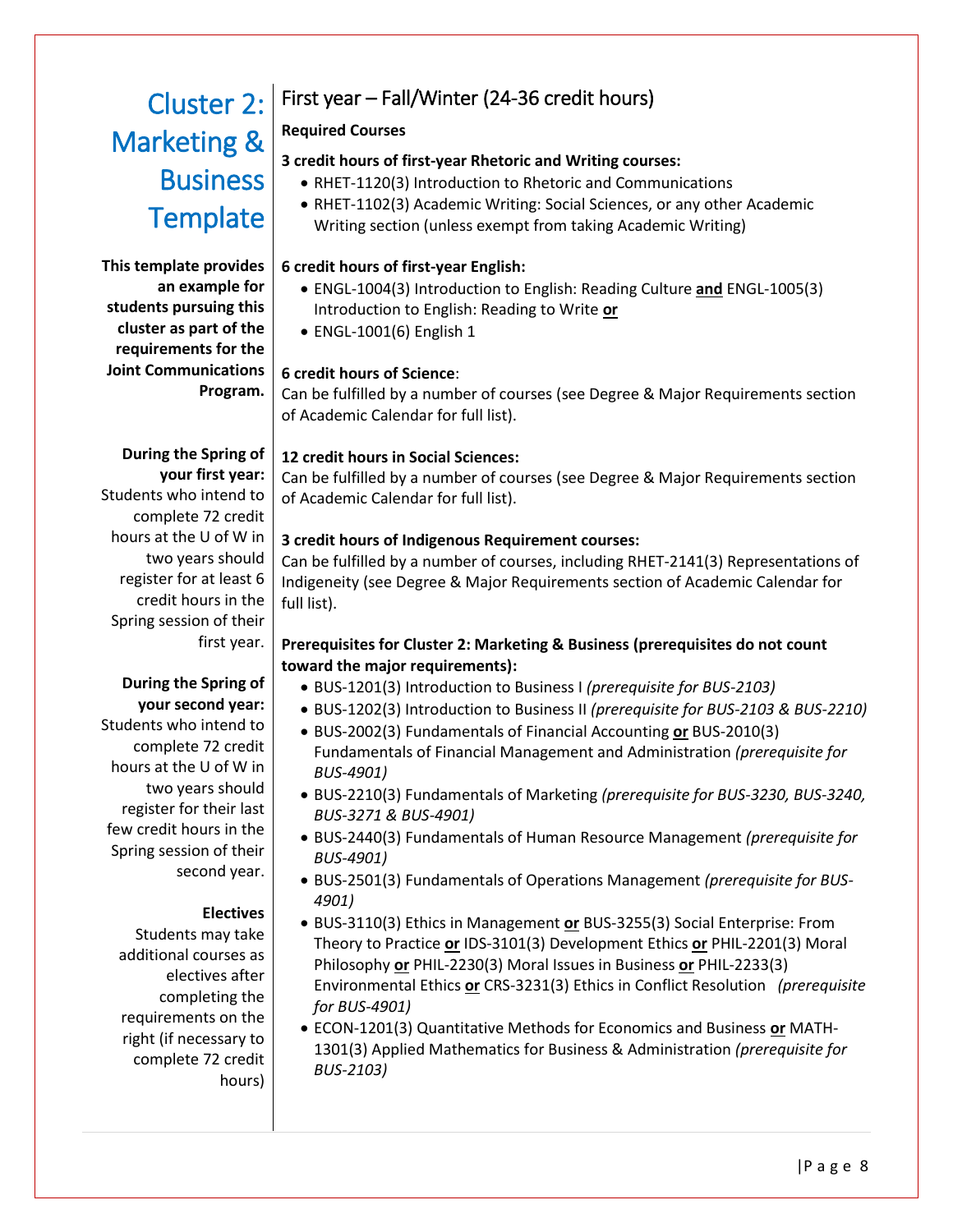# Cluster 2: Marketing & Business Template

**This template provides an example for students pursuing this cluster as part of the requirements for the Joint Communications Program.**

**During the Spring of your first year:** Students who intend to complete 72 credit hours at the U of W in two years should register for at least 6 credit hours in the Spring session of their first year.

**During the Spring of your second year:** Students who intend to complete 72 credit hours at the U of W in two years should register for their last few credit hours in the Spring session of their second year.

**Electives**
Students may take additional courses as electives after completing the requirements on the right (if necessary to complete 72 credit hours)

## First year – Fall/Winter (24-36 credit hours)

**Required Courses**

**3 credit hours of first-year Rhetoric and Writing courses:**

- RHET-1120(3) Introduction to Rhetoric and Communications
- RHET-1102(3) Academic Writing: Social Sciences, or any other Academic Writing section (unless exempt from taking Academic Writing)

**6 credit hours of first-year English:**

- ENGL-1004(3) Introduction to English: Reading Culture **and** ENGL-1005(3) Introduction to English: Reading to Write **or**
- ENGL-1001(6) English 1

**6 credit hours of Science**:
Can be fulfilled by a number of courses (see Degree & Major Requirements section of Academic Calendar for full list).

**12 credit hours in Social Sciences:**
Can be fulfilled by a number of courses (see Degree & Major Requirements section of Academic Calendar for full list).

**3 credit hours of Indigenous Requirement courses:**
Can be fulfilled by a number of courses, including RHET-2141(3) Representations of Indigeneity (see Degree & Major Requirements section of Academic Calendar for full list).

**Prerequisites for Cluster 2: Marketing & Business (prerequisites do not count toward the major requirements):**

- BUS-1201(3) Introduction to Business I *(prerequisite for BUS-2103)*
- BUS-1202(3) Introduction to Business II *(prerequisite for BUS-2103 & BUS-2210)*
- BUS-2002(3) Fundamentals of Financial Accounting **or** BUS-2010(3) Fundamentals of Financial Management and Administration *(prerequisite for BUS-4901)*
- BUS-2210(3) Fundamentals of Marketing *(prerequisite for BUS-3230, BUS-3240, BUS-3271 & BUS-4901)*
- BUS-2440(3) Fundamentals of Human Resource Management *(prerequisite for BUS-4901)*
- BUS-2501(3) Fundamentals of Operations Management *(prerequisite for BUS-4901)*
- BUS-3110(3) Ethics in Management **or** BUS-3255(3) Social Enterprise: From Theory to Practice **or** IDS-3101(3) Development Ethics **or** PHIL-2201(3) Moral Philosophy **or** PHIL-2230(3) Moral Issues in Business **or** PHIL-2233(3) Environmental Ethics **or** CRS-3231(3) Ethics in Conflict Resolution *(prerequisite for BUS-4901)*
- ECON-1201(3) Quantitative Methods for Economics and Business **or** MATH-1301(3) Applied Mathematics for Business & Administration *(prerequisite for BUS-2103)*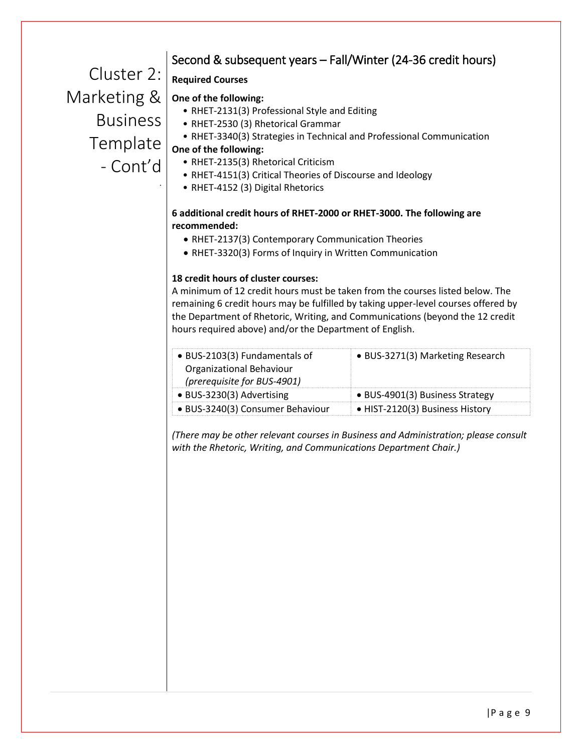# Cluster 2: Marketing & Business Template - Cont'd

## Second & subsequent years – Fall/Winter (24-36 credit hours)

**Required Courses**

**One of the following:**

- RHET-2131(3) Professional Style and Editing
- RHET-2530 (3) Rhetorical Grammar
- RHET-3340(3) Strategies in Technical and Professional Communication

**One of the following:**

- RHET-2135(3) Rhetorical Criticism
- RHET-4151(3) Critical Theories of Discourse and Ideology
- RHET-4152 (3) Digital Rhetorics

**6 additional credit hours of RHET-2000 or RHET-3000. The following are recommended:**

- RHET-2137(3) Contemporary Communication Theories
- RHET-3320(3) Forms of Inquiry in Written Communication

**18 credit hours of cluster courses:**

A minimum of 12 credit hours must be taken from the courses listed below. The remaining 6 credit hours may be fulfilled by taking upper-level courses offered by the Department of Rhetoric, Writing, and Communications (beyond the 12 credit hours required above) and/or the Department of English.

| | |
|---|---|
| • BUS-2103(3) Fundamentals of Organizational Behaviour *(prerequisite for BUS-4901)* | • BUS-3271(3) Marketing Research |
| • BUS-3230(3) Advertising | • BUS-4901(3) Business Strategy |
| • BUS-3240(3) Consumer Behaviour | • HIST-2120(3) Business History |

*(There may be other relevant courses in Business and Administration; please consult with the Rhetoric, Writing, and Communications Department Chair.)*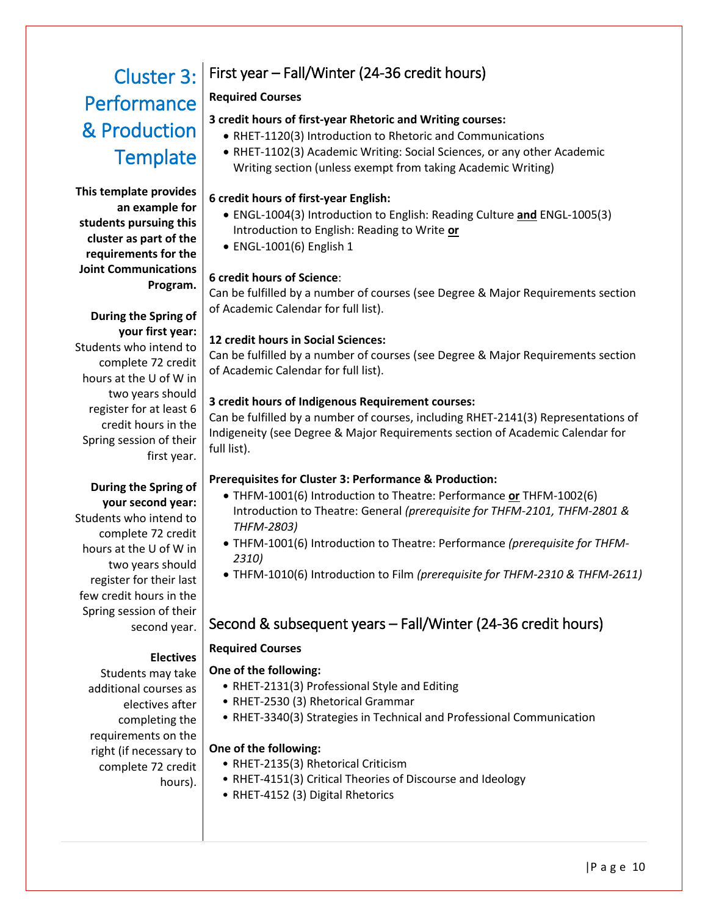# Cluster 3: Performance & Production Template

**This template provides an example for students pursuing this cluster as part of the requirements for the Joint Communications Program.**

**During the Spring of your first year:** Students who intend to complete 72 credit hours at the U of W in two years should register for at least 6 credit hours in the Spring session of their first year.

**During the Spring of your second year:** Students who intend to complete 72 credit hours at the U of W in two years should register for their last few credit hours in the Spring session of their second year.

**Electives**
Students may take additional courses as electives after completing the requirements on the right (if necessary to complete 72 credit hours).

## First year – Fall/Winter (24-36 credit hours)

**Required Courses**

**3 credit hours of first-year Rhetoric and Writing courses:**

- RHET-1120(3) Introduction to Rhetoric and Communications
- RHET-1102(3) Academic Writing: Social Sciences, or any other Academic Writing section (unless exempt from taking Academic Writing)

**6 credit hours of first-year English:**

- ENGL-1004(3) Introduction to English: Reading Culture **and** ENGL-1005(3) Introduction to English: Reading to Write **or**
- ENGL-1001(6) English 1

**6 credit hours of Science**:
Can be fulfilled by a number of courses (see Degree & Major Requirements section of Academic Calendar for full list).

**12 credit hours in Social Sciences:**
Can be fulfilled by a number of courses (see Degree & Major Requirements section of Academic Calendar for full list).

**3 credit hours of Indigenous Requirement courses:**
Can be fulfilled by a number of courses, including RHET-2141(3) Representations of Indigeneity (see Degree & Major Requirements section of Academic Calendar for full list).

**Prerequisites for Cluster 3: Performance & Production:**

- THFM-1001(6) Introduction to Theatre: Performance **or** THFM-1002(6) Introduction to Theatre: General *(prerequisite for THFM-2101, THFM-2801 & THFM-2803)*
- THFM-1001(6) Introduction to Theatre: Performance *(prerequisite for THFM-2310)*
- THFM-1010(6) Introduction to Film *(prerequisite for THFM-2310 & THFM-2611)*

## Second & subsequent years – Fall/Winter (24-36 credit hours)

**Required Courses**

**One of the following:**

- RHET-2131(3) Professional Style and Editing
- RHET-2530 (3) Rhetorical Grammar
- RHET-3340(3) Strategies in Technical and Professional Communication

**One of the following:**

- RHET-2135(3) Rhetorical Criticism
- RHET-4151(3) Critical Theories of Discourse and Ideology
- RHET-4152 (3) Digital Rhetorics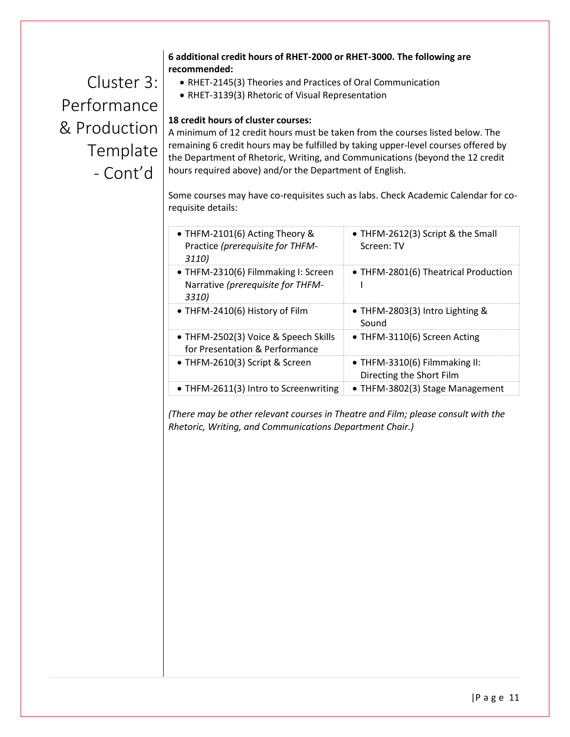# Cluster 3: Performance & Production Template - Cont'd

**6 additional credit hours of RHET-2000 or RHET-3000. The following are recommended:**

- RHET-2145(3) Theories and Practices of Oral Communication
- RHET-3139(3) Rhetoric of Visual Representation

**18 credit hours of cluster courses:**

A minimum of 12 credit hours must be taken from the courses listed below. The remaining 6 credit hours may be fulfilled by taking upper-level courses offered by the Department of Rhetoric, Writing, and Communications (beyond the 12 credit hours required above) and/or the Department of English.

Some courses may have co-requisites such as labs. Check Academic Calendar for co-requisite details:

| | |
|---|---|
| • THFM-2101(6) Acting Theory & Practice *(prerequisite for THFM-3110)* | • THFM-2612(3) Script & the Small Screen: TV |
| • THFM-2310(6) Filmmaking I: Screen Narrative *(prerequisite for THFM-3310)* | • THFM-2801(6) Theatrical Production I |
| • THFM-2410(6) History of Film | • THFM-2803(3) Intro Lighting & Sound |
| • THFM-2502(3) Voice & Speech Skills for Presentation & Performance | • THFM-3110(6) Screen Acting |
| • THFM-2610(3) Script & Screen | • THFM-3310(6) Filmmaking II: Directing the Short Film |
| • THFM-2611(3) Intro to Screenwriting | • THFM-3802(3) Stage Management |

*(There may be other relevant courses in Theatre and Film; please consult with the Rhetoric, Writing, and Communications Department Chair.)*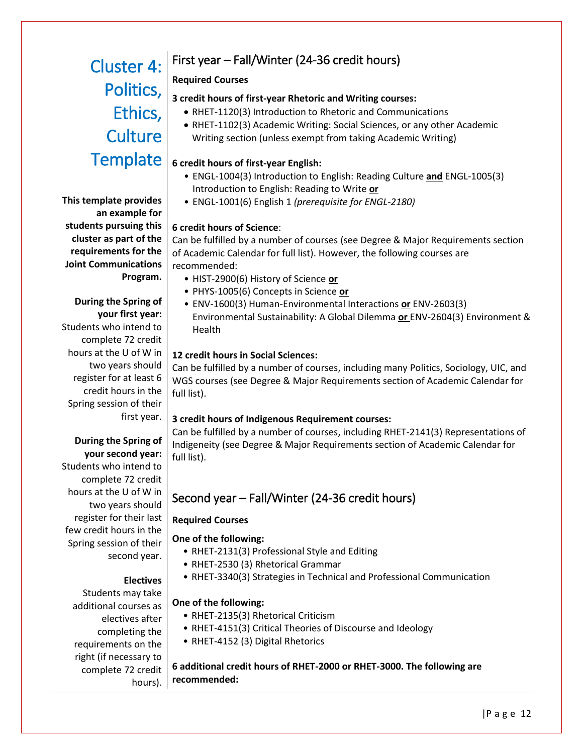# Cluster 4: Politics, Ethics, Culture Template

**This template provides an example for students pursuing this cluster as part of the requirements for the Joint Communications Program.**

**During the Spring of your first year:** Students who intend to complete 72 credit hours at the U of W in two years should register for at least 6 credit hours in the Spring session of their first year.

**During the Spring of your second year:** Students who intend to complete 72 credit hours at the U of W in two years should register for their last few credit hours in the Spring session of their second year.

**Electives**
Students may take additional courses as electives after completing the requirements on the right (if necessary to complete 72 credit hours).

## First year – Fall/Winter (24-36 credit hours)

**Required Courses**

**3 credit hours of first-year Rhetoric and Writing courses:**

- RHET-1120(3) Introduction to Rhetoric and Communications
- RHET-1102(3) Academic Writing: Social Sciences, or any other Academic Writing section (unless exempt from taking Academic Writing)

**6 credit hours of first-year English:**

- ENGL-1004(3) Introduction to English: Reading Culture **and** ENGL-1005(3) Introduction to English: Reading to Write **or**
- ENGL-1001(6) English 1 *(prerequisite for ENGL-2180)*

**6 credit hours of Science**:
Can be fulfilled by a number of courses (see Degree & Major Requirements section of Academic Calendar for full list). However, the following courses are recommended:

- HIST-2900(6) History of Science **or**
- PHYS-1005(6) Concepts in Science **or**
- ENV-1600(3) Human-Environmental Interactions **or** ENV-2603(3) Environmental Sustainability: A Global Dilemma **or** ENV-2604(3) Environment & Health

**12 credit hours in Social Sciences:**
Can be fulfilled by a number of courses, including many Politics, Sociology, UIC, and WGS courses (see Degree & Major Requirements section of Academic Calendar for full list).

**3 credit hours of Indigenous Requirement courses:**
Can be fulfilled by a number of courses, including RHET-2141(3) Representations of Indigeneity (see Degree & Major Requirements section of Academic Calendar for full list).

## Second year – Fall/Winter (24-36 credit hours)

**Required Courses**

**One of the following:**

- RHET-2131(3) Professional Style and Editing
- RHET-2530 (3) Rhetorical Grammar
- RHET-3340(3) Strategies in Technical and Professional Communication

**One of the following:**

- RHET-2135(3) Rhetorical Criticism
- RHET-4151(3) Critical Theories of Discourse and Ideology
- RHET-4152 (3) Digital Rhetorics

**6 additional credit hours of RHET-2000 or RHET-3000. The following are recommended:**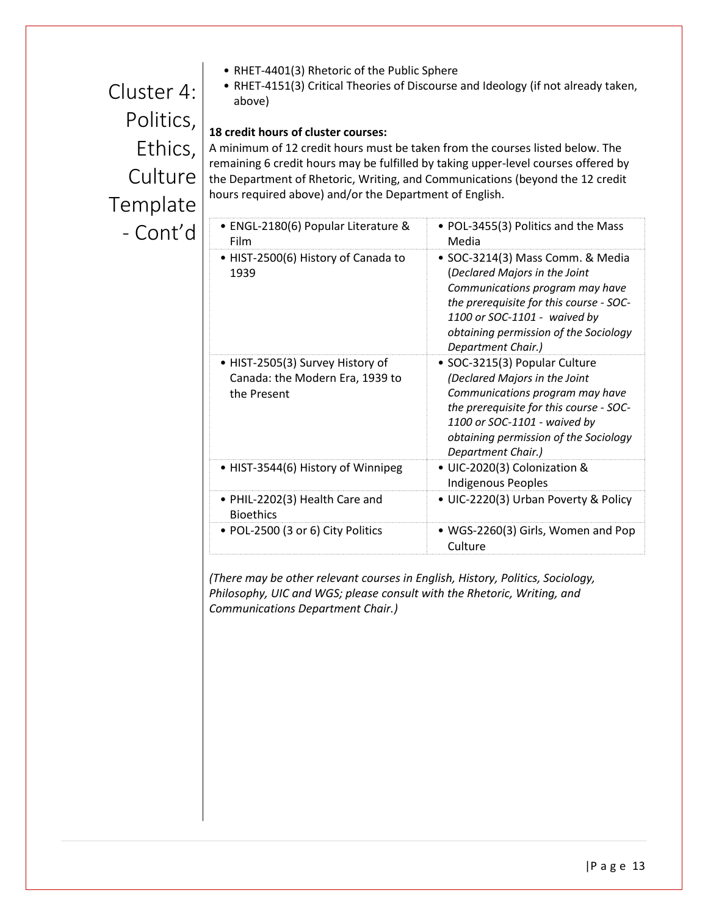## Cluster 4: Politics, Ethics, Culture Template - Cont'd

- RHET-4401(3) Rhetoric of the Public Sphere
- RHET-4151(3) Critical Theories of Discourse and Ideology (if not already taken, above)

**18 credit hours of cluster courses:**

A minimum of 12 credit hours must be taken from the courses listed below. The remaining 6 credit hours may be fulfilled by taking upper-level courses offered by the Department of Rhetoric, Writing, and Communications (beyond the 12 credit hours required above) and/or the Department of English.

| | |
|---|---|
| • ENGL-2180(6) Popular Literature & Film | • POL-3455(3) Politics and the Mass Media |
| • HIST-2500(6) History of Canada to 1939 | • SOC-3214(3) Mass Comm. & Media (*Declared Majors in the Joint Communications program may have the prerequisite for this course - SOC-1100 or SOC-1101 - waived by obtaining permission of the Sociology Department Chair.)* |
| • HIST-2505(3) Survey History of Canada: the Modern Era, 1939 to the Present | • SOC-3215(3) Popular Culture *(Declared Majors in the Joint Communications program may have the prerequisite for this course - SOC-1100 or SOC-1101 - waived by obtaining permission of the Sociology Department Chair.)* |
| • HIST-3544(6) History of Winnipeg | • UIC-2020(3) Colonization & Indigenous Peoples |
| • PHIL-2202(3) Health Care and Bioethics | • UIC-2220(3) Urban Poverty & Policy |
| • POL-2500 (3 or 6) City Politics | • WGS-2260(3) Girls, Women and Pop Culture |

*(There may be other relevant courses in English, History, Politics, Sociology, Philosophy, UIC and WGS; please consult with the Rhetoric, Writing, and Communications Department Chair.)*